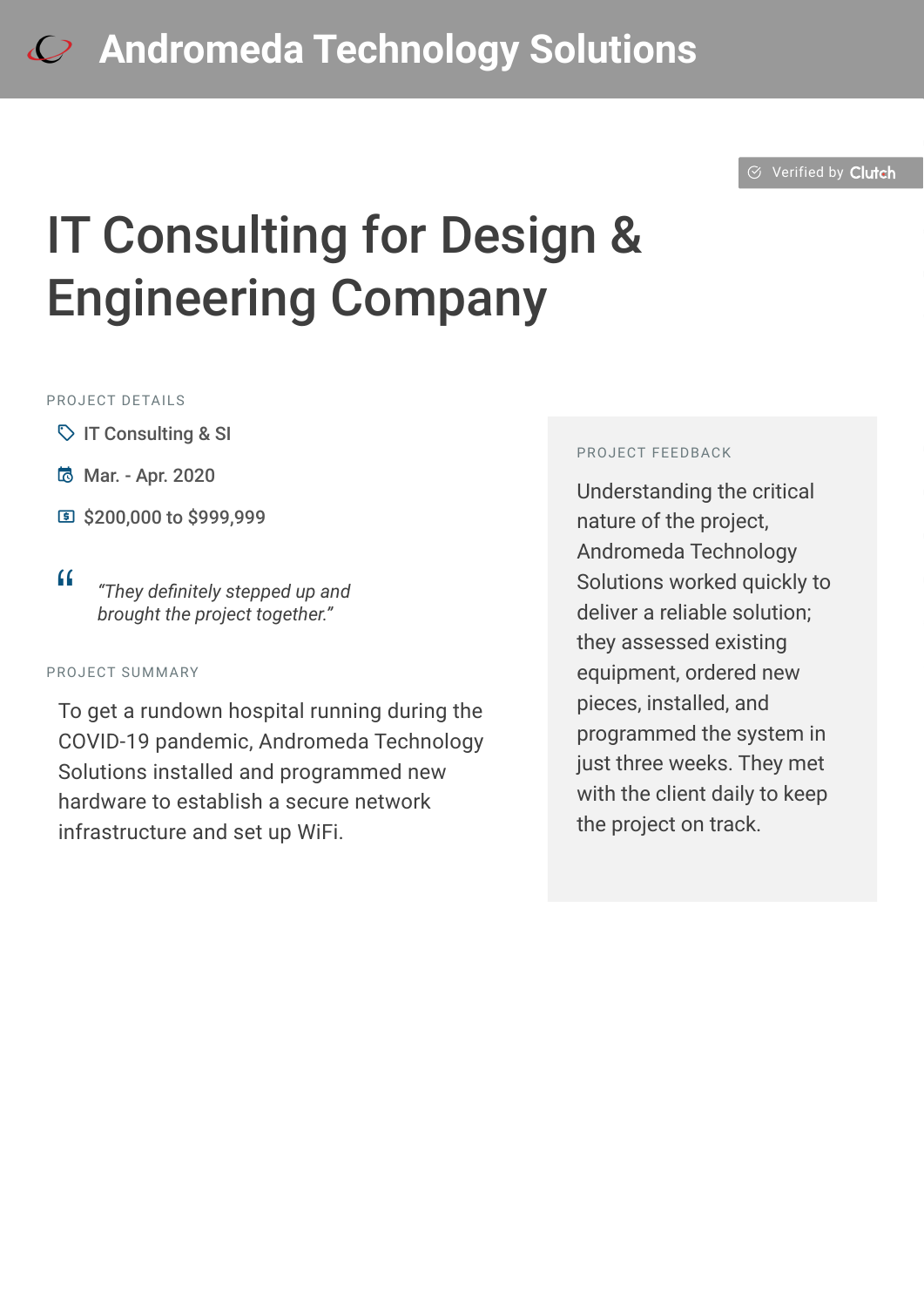# Andromeda Technology Solutions

Verified by Clutch

# IT Consulting for Design & Engineering Company

PROJECT DETAILS

- IT Consulting & SI
- Mar. - Apr. 2020
- $200,000 to $999,999

> *"They definitely stepped up and brought the project together."*

PROJECT SUMMARY

To get a rundown hospital running during the COVID-19 pandemic, Andromeda Technology Solutions installed and programmed new hardware to establish a secure network infrastructure and set up WiFi.

PROJECT FEEDBACK

Understanding the critical nature of the project, Andromeda Technology Solutions worked quickly to deliver a reliable solution; they assessed existing equipment, ordered new pieces, installed, and programmed the system in just three weeks. They met with the client daily to keep the project on track.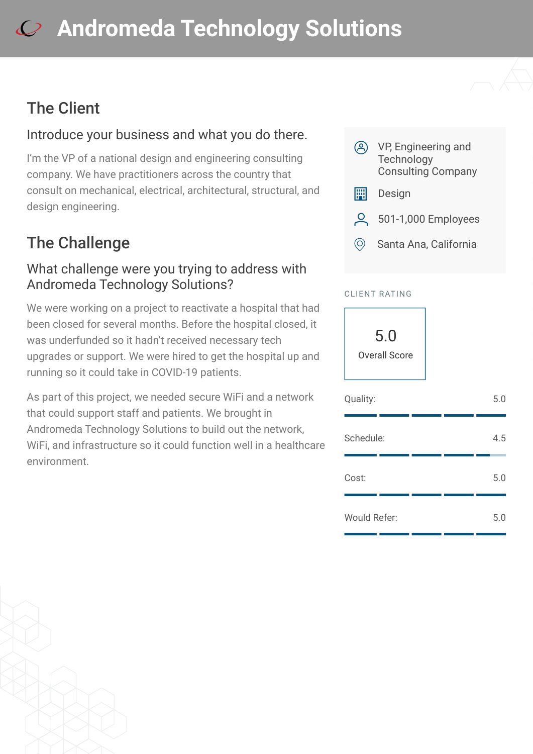# Andromeda Technology Solutions

## The Client

### Introduce your business and what you do there.

I'm the VP of a national design and engineering consulting company. We have practitioners across the country that consult on mechanical, electrical, architectural, structural, and design engineering.

## The Challenge

### What challenge were you trying to address with Andromeda Technology Solutions?

We were working on a project to reactivate a hospital that had been closed for several months. Before the hospital closed, it was underfunded so it hadn't received necessary tech upgrades or support. We were hired to get the hospital up and running so it could take in COVID-19 patients.

As part of this project, we needed secure WiFi and a network that could support staff and patients. We brought in Andromeda Technology Solutions to build out the network, WiFi, and infrastructure so it could function well in a healthcare environment.

- VP, Engineering and Technology Consulting Company
- Design
- 501-1,000 Employees
- Santa Ana, California

CLIENT RATING

**5.0**
Overall Score

| Category | Score |
|---|---|
| Quality: | 5.0 |
| Schedule: | 4.5 |
| Cost: | 5.0 |
| Would Refer: | 5.0 |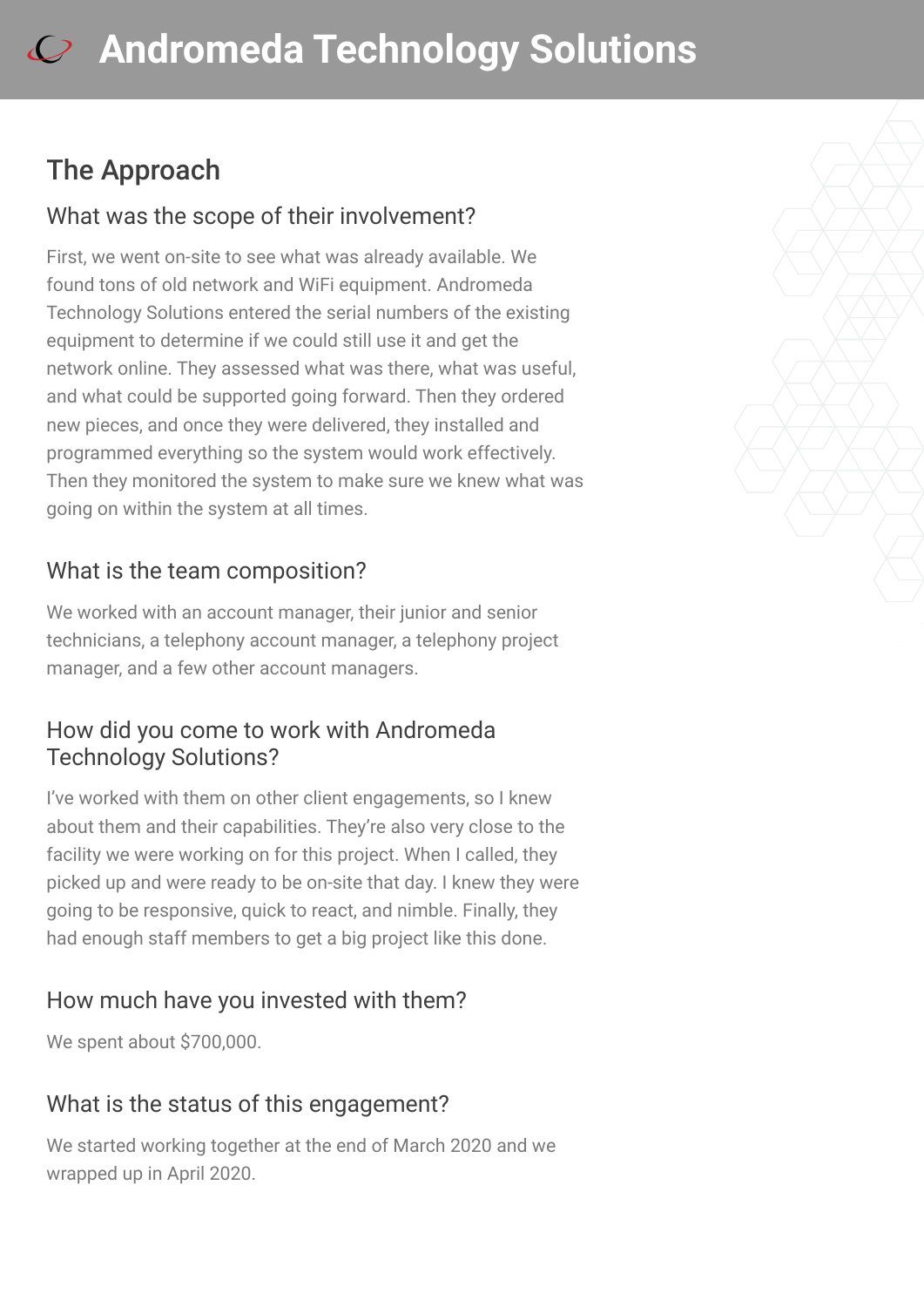# Andromeda Technology Solutions

## The Approach

### What was the scope of their involvement?

First, we went on-site to see what was already available. We found tons of old network and WiFi equipment. Andromeda Technology Solutions entered the serial numbers of the existing equipment to determine if we could still use it and get the network online. They assessed what was there, what was useful, and what could be supported going forward. Then they ordered new pieces, and once they were delivered, they installed and programmed everything so the system would work effectively. Then they monitored the system to make sure we knew what was going on within the system at all times.

### What is the team composition?

We worked with an account manager, their junior and senior technicians, a telephony account manager, a telephony project manager, and a few other account managers.

### How did you come to work with Andromeda Technology Solutions?

I've worked with them on other client engagements, so I knew about them and their capabilities. They're also very close to the facility we were working on for this project. When I called, they picked up and were ready to be on-site that day. I knew they were going to be responsive, quick to react, and nimble. Finally, they had enough staff members to get a big project like this done.

### How much have you invested with them?

We spent about $700,000.

### What is the status of this engagement?

We started working together at the end of March 2020 and we wrapped up in April 2020.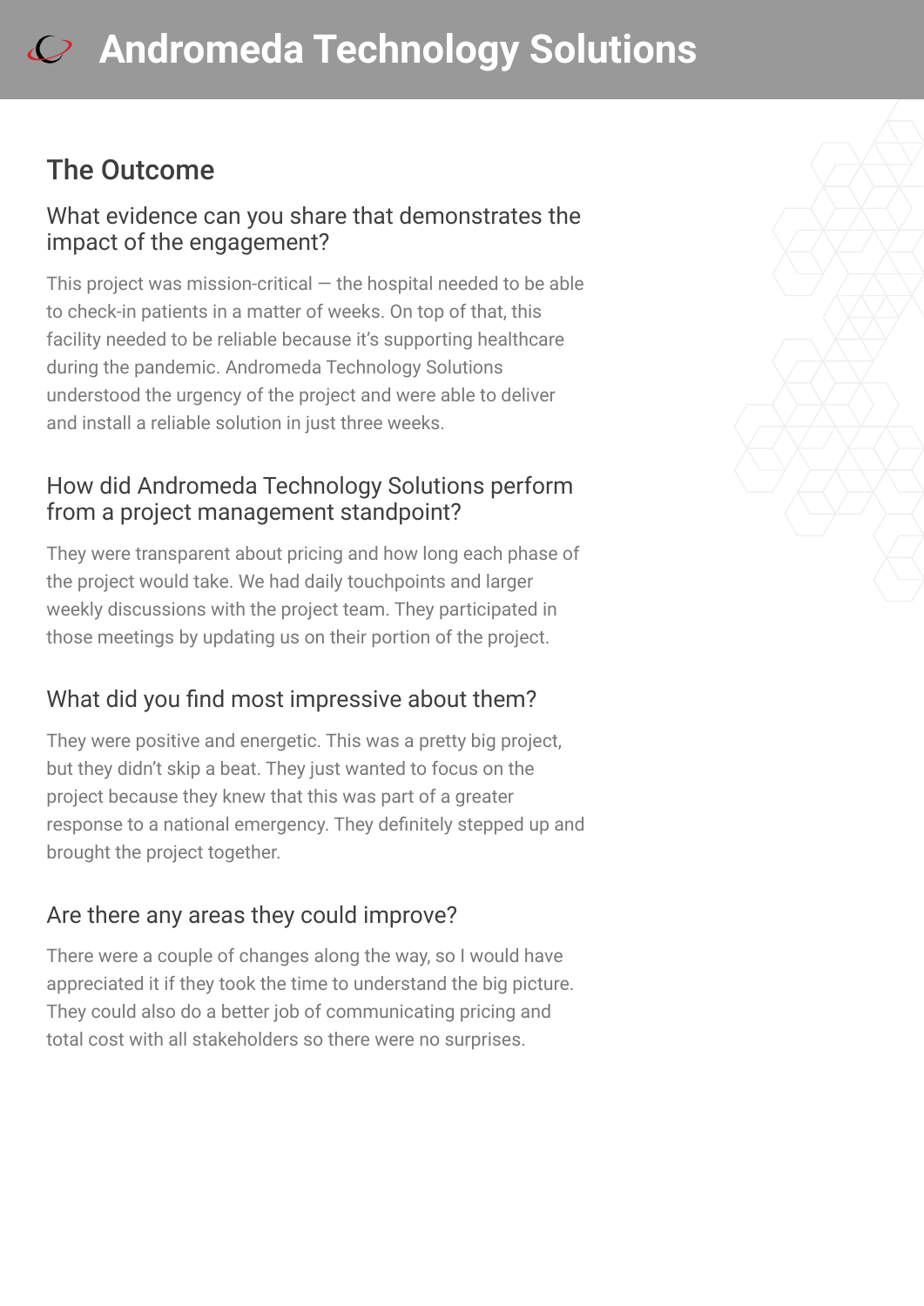## The Outcome

### What evidence can you share that demonstrates the impact of the engagement?

This project was mission-critical — the hospital needed to be able to check-in patients in a matter of weeks. On top of that, this facility needed to be reliable because it's supporting healthcare during the pandemic. Andromeda Technology Solutions understood the urgency of the project and were able to deliver and install a reliable solution in just three weeks.

### How did Andromeda Technology Solutions perform from a project management standpoint?

They were transparent about pricing and how long each phase of the project would take. We had daily touchpoints and larger weekly discussions with the project team. They participated in those meetings by updating us on their portion of the project.

### What did you find most impressive about them?

They were positive and energetic. This was a pretty big project, but they didn't skip a beat. They just wanted to focus on the project because they knew that this was part of a greater response to a national emergency. They definitely stepped up and brought the project together.

### Are there any areas they could improve?

There were a couple of changes along the way, so I would have appreciated it if they took the time to understand the big picture. They could also do a better job of communicating pricing and total cost with all stakeholders so there were no surprises.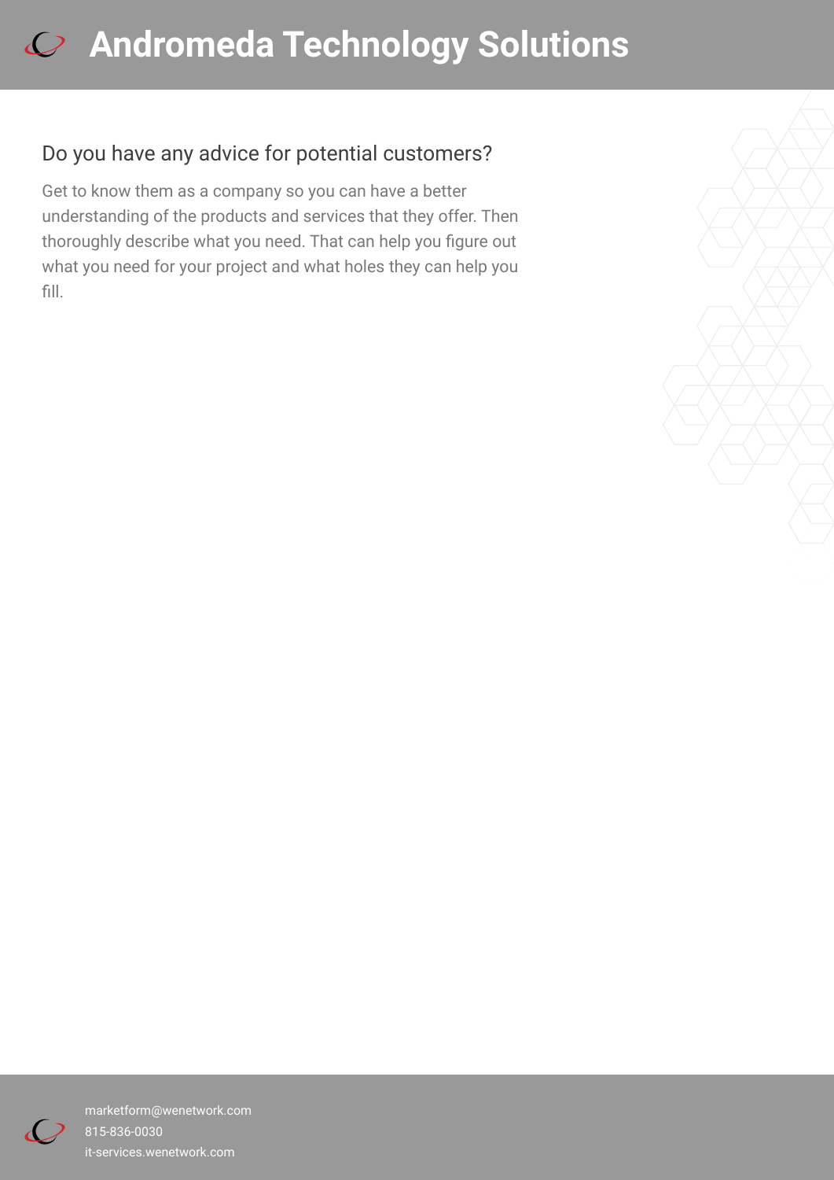## Do you have any advice for potential customers?

Get to know them as a company so you can have a better understanding of the products and services that they offer. Then thoroughly describe what you need. That can help you figure out what you need for your project and what holes they can help you fill.